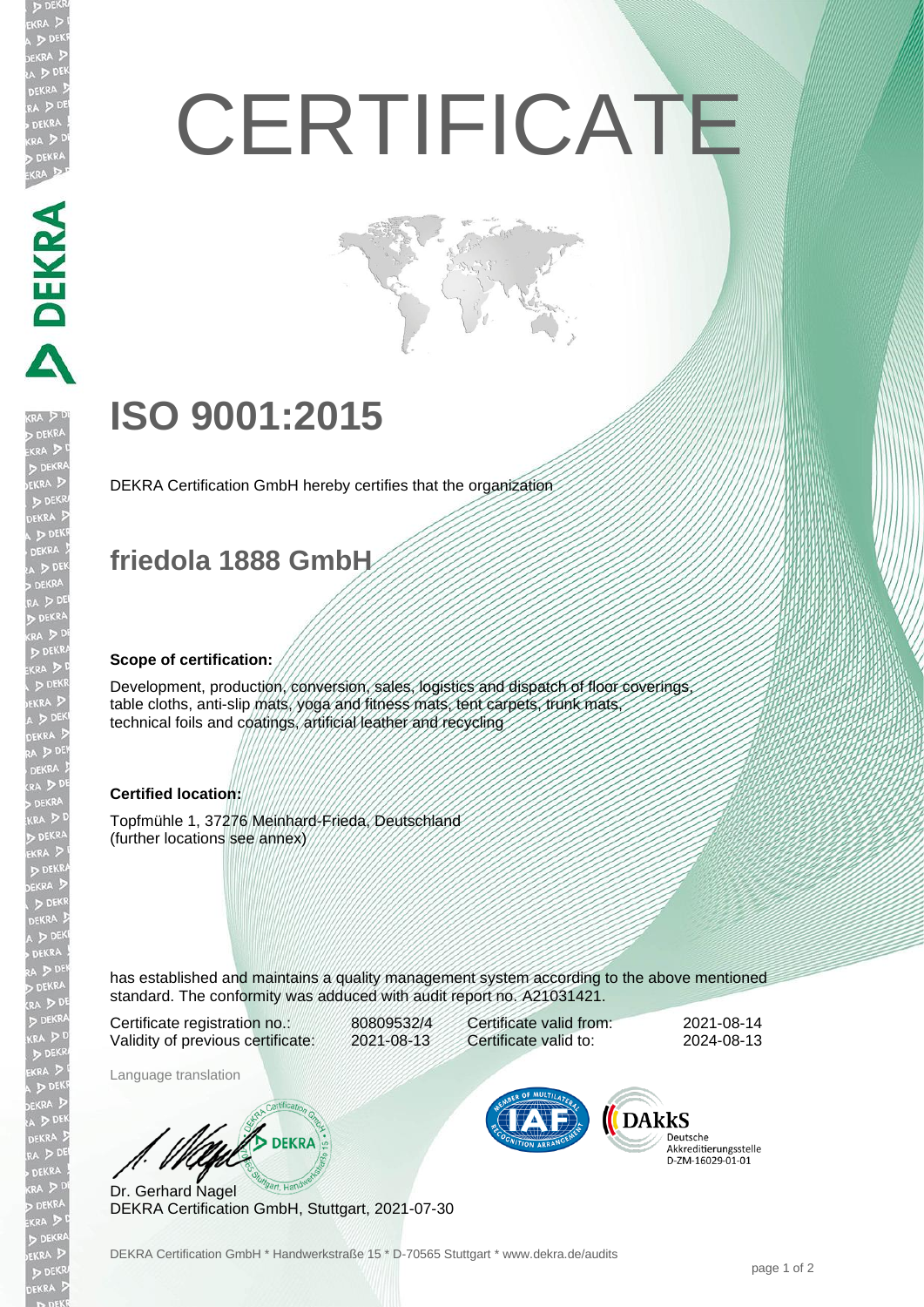# CERTIFICATE

# ISO 9001:2015

DEKRA Certification GmbH hereby certifies that the organization

## friedola 1888 GmbH

**Scope of certification:**

Development, production, conversion, sales, logistics and dispatch of floor coverings, table cloths, anti-slip mats, yoga and fitness mats, tent carpets, trunk mats, technical foils and coatings, artificial leather and recycling

**Certified location:**

Topfmühle 1, 37276 Meinhard-Frieda, Deutschland
(further locations see annex)

has established and maintains a quality management system according to the above mentioned standard. The conformity was adduced with audit report no. A21031421.

| | | | |
|---|---|---|---|
| Certificate registration no.: | 80809532/4 | Certificate valid from: | 2021-08-14 |
| Validity of previous certificate: | 2021-08-13 | Certificate valid to: | 2024-08-13 |

Language translation

Dr. Gerhard Nagel
DEKRA Certification GmbH, Stuttgart, 2021-07-30

DAkkS Deutsche Akkreditierungsstelle D-ZM-16029-01-01

DEKRA Certification GmbH * Handwerkstraße 15 * D-70565 Stuttgart * www.dekra.de/audits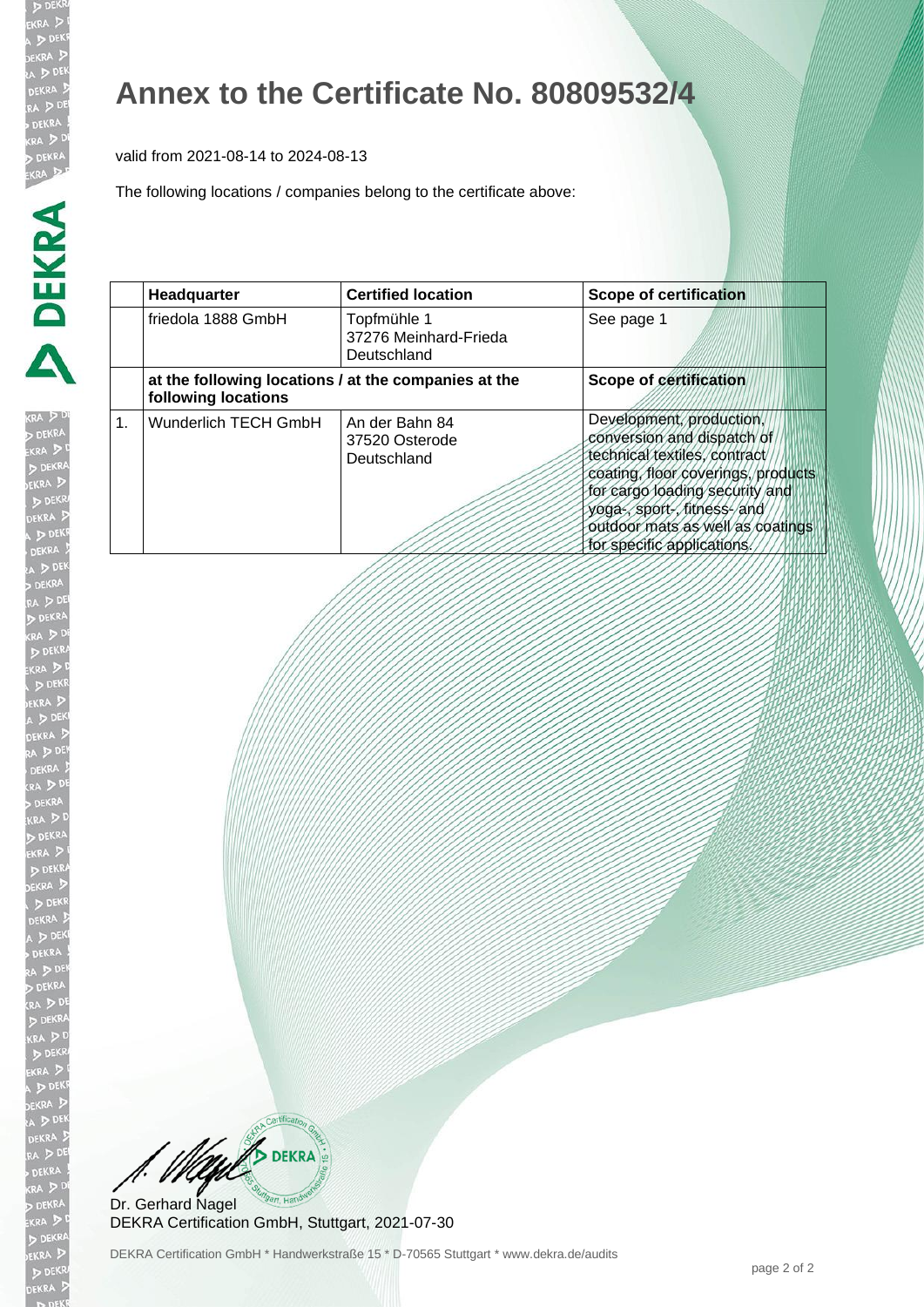# Annex to the Certificate No. 80809532/4

valid from 2021-08-14 to 2024-08-13

The following locations / companies belong to the certificate above:

| | Headquarter | Certified location | Scope of certification |
|---|---|---|---|
| | friedola 1888 GmbH | Topfmühle 1<br>37276 Meinhard-Frieda<br>Deutschland | See page 1 |
| | **at the following locations / at the companies at the following locations** | | **Scope of certification** |
| 1. | Wunderlich TECH GmbH | An der Bahn 84<br>37520 Osterode<br>Deutschland | Development, production, conversion and dispatch of technical textiles, contract coating, floor coverings, products for cargo loading security and yoga-, sport-, fitness- and outdoor mats as well as coatings for specific applications. |

Dr. Gerhard Nagel
DEKRA Certification GmbH, Stuttgart, 2021-07-30

DEKRA Certification GmbH * Handwerkstraße 15 * D-70565 Stuttgart * www.dekra.de/audits